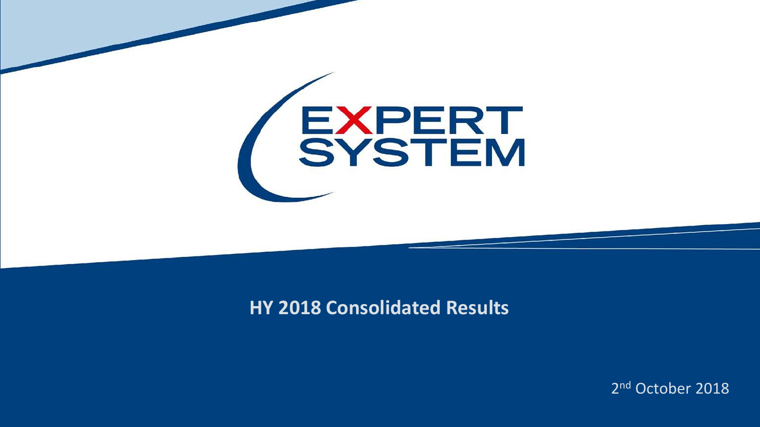# EXPERT SYSTEM

## HY 2018 Consolidated Results

2nd October 2018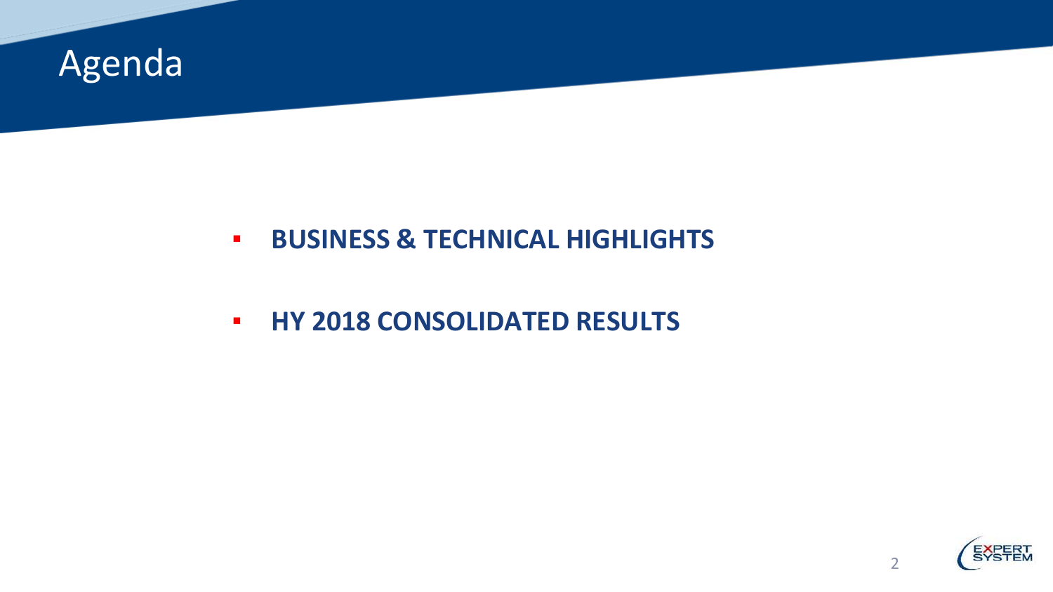# Agenda

- **BUSINESS & TECHNICAL HIGHLIGHTS**
- **HY 2018 CONSOLIDATED RESULTS**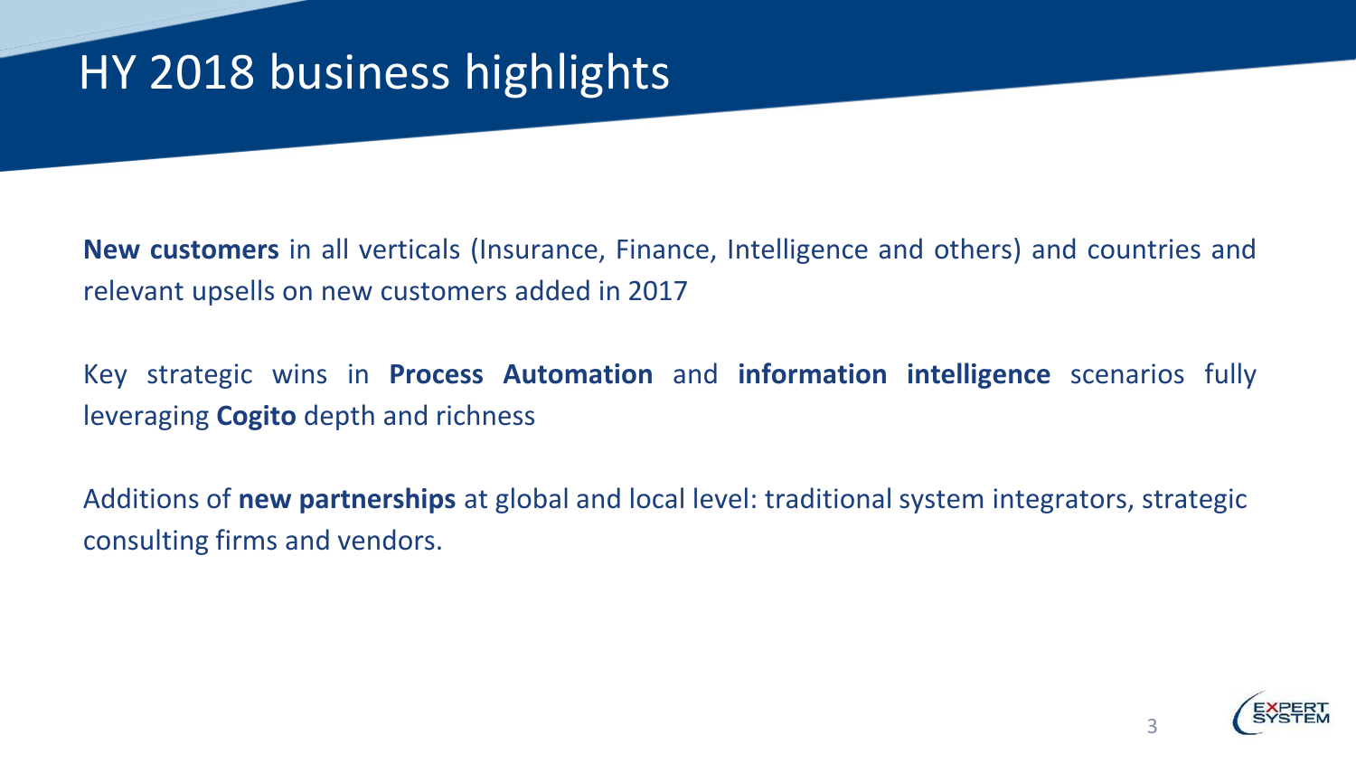# HY 2018 business highlights

**New customers** in all verticals (Insurance, Finance, Intelligence and others) and countries and relevant upsells on new customers added in 2017

Key strategic wins in **Process Automation** and **information intelligence** scenarios fully leveraging **Cogito** depth and richness

Additions of **new partnerships** at global and local level: traditional system integrators, strategic consulting firms and vendors.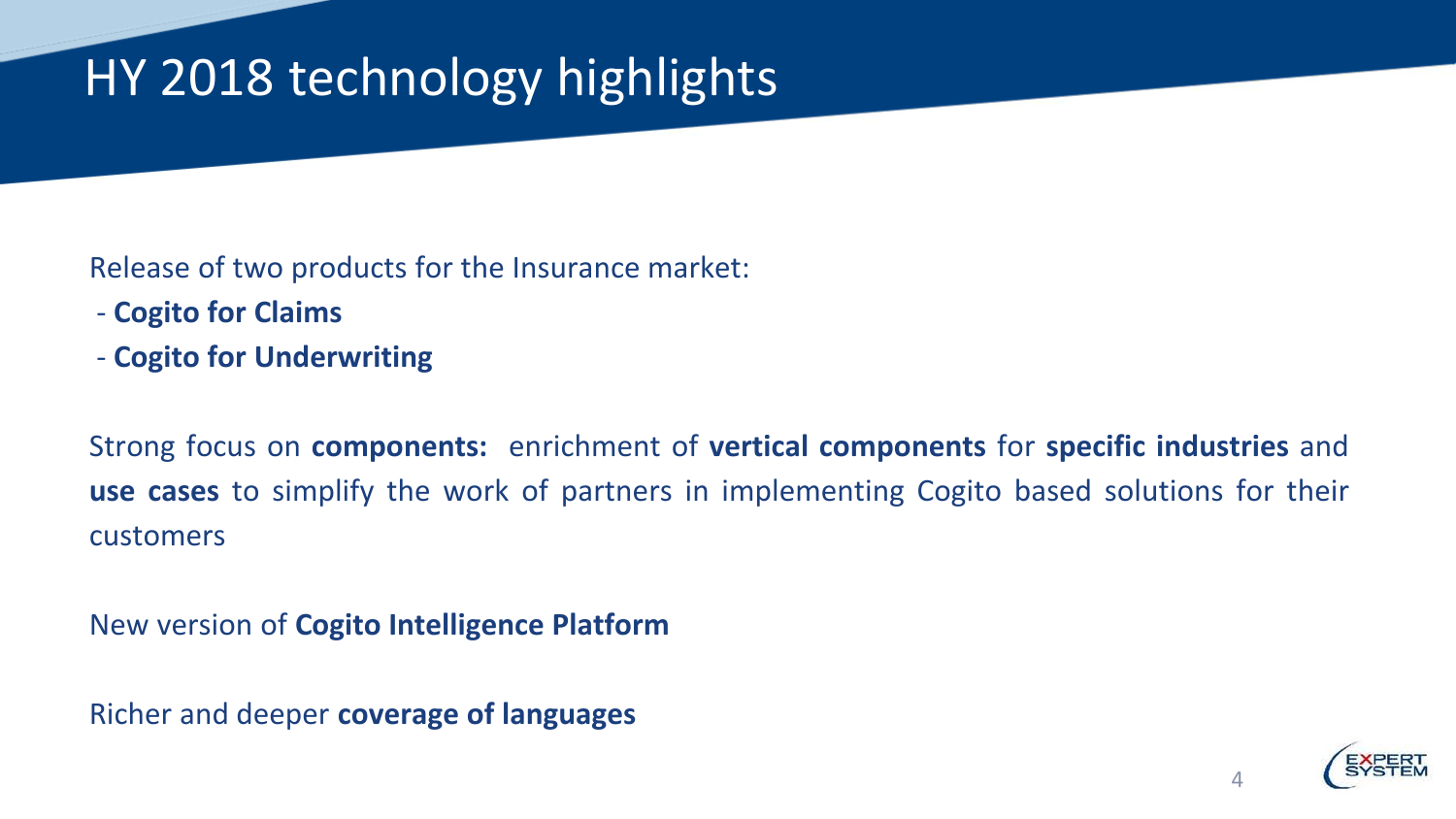# HY 2018 technology highlights

Release of two products for the Insurance market:

- **Cogito for Claims**
- **Cogito for Underwriting**

Strong focus on **components:** enrichment of **vertical components** for **specific industries** and **use cases** to simplify the work of partners in implementing Cogito based solutions for their customers

New version of **Cogito Intelligence Platform**

Richer and deeper **coverage of languages**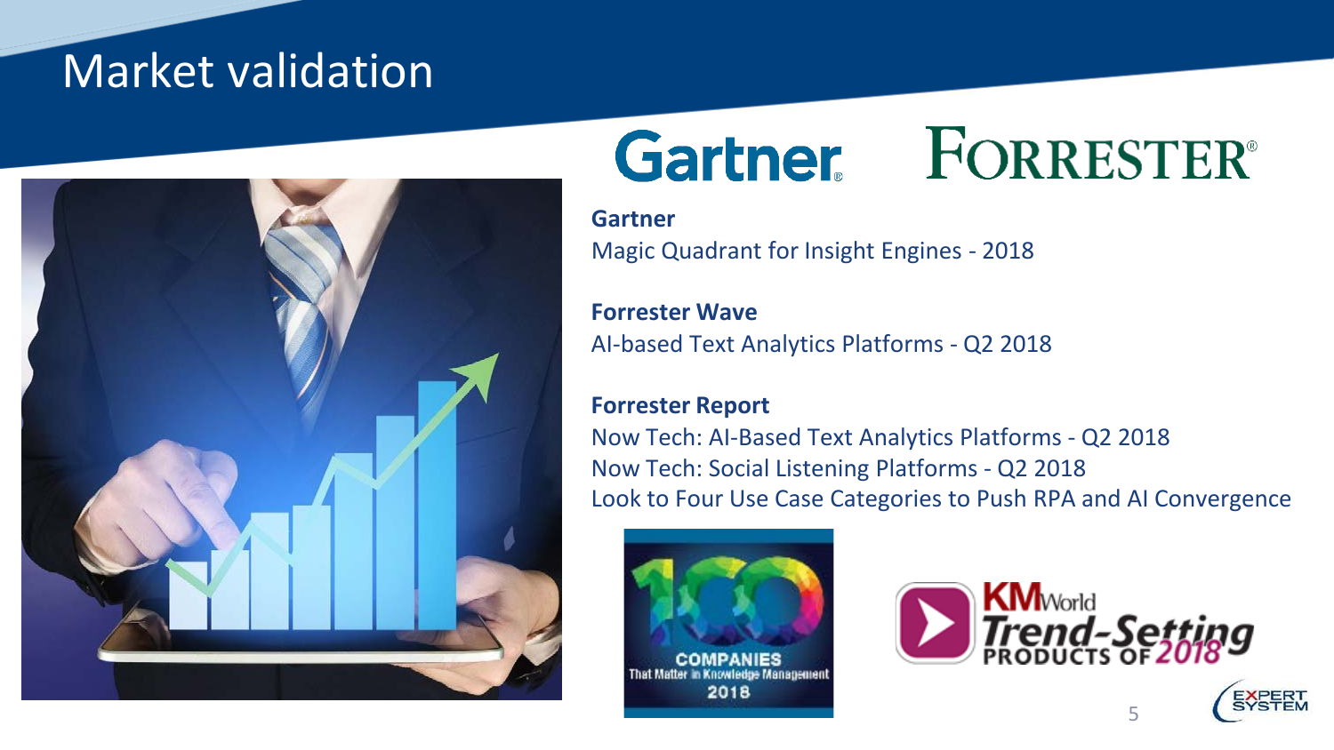# Market validation

Gartner FORRESTER

**Gartner**
Magic Quadrant for Insight Engines - 2018

**Forrester Wave**
AI-based Text Analytics Platforms - Q2 2018

**Forrester Report**
Now Tech: AI-Based Text Analytics Platforms - Q2 2018
Now Tech: Social Listening Platforms - Q2 2018
Look to Four Use Case Categories to Push RPA and AI Convergence

100 COMPANIES That Matter in Knowledge Management 2018

KMWorld Trend-Setting Products of 2018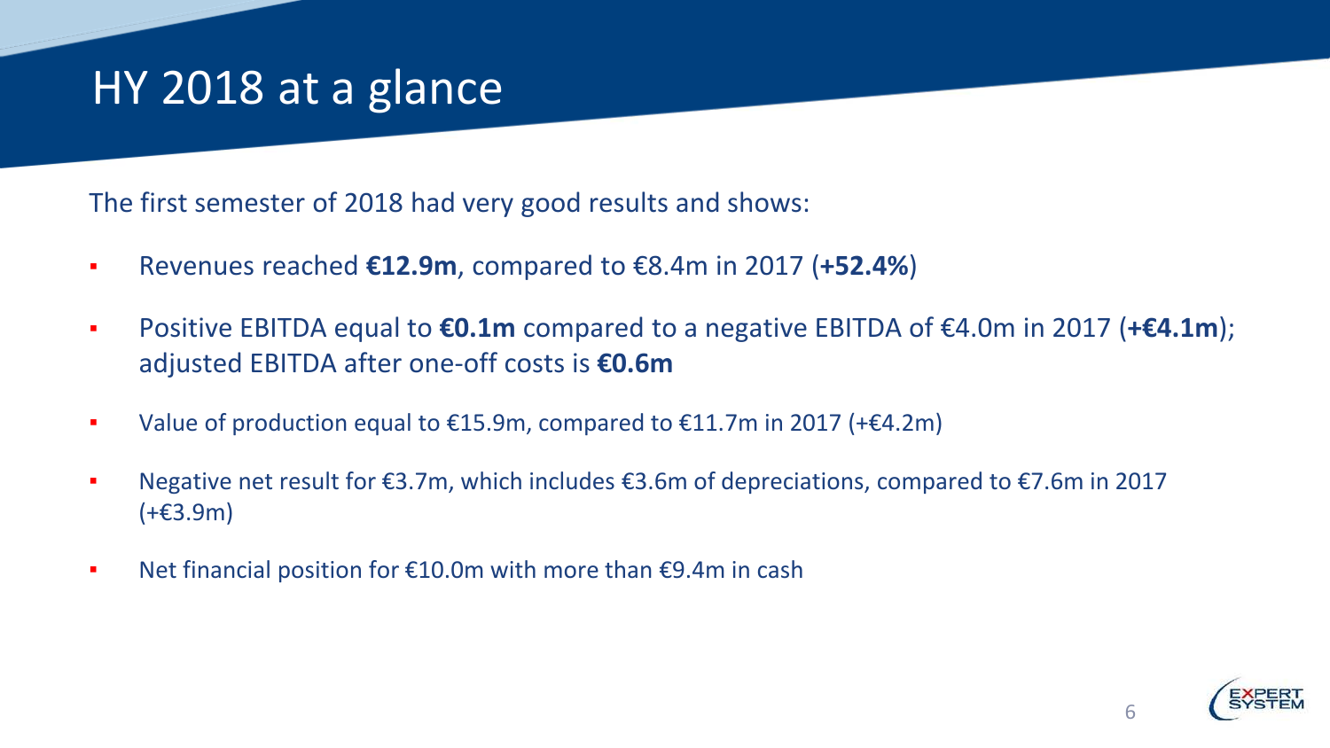# HY 2018 at a glance

The first semester of 2018 had very good results and shows:

- Revenues reached **€12.9m**, compared to €8.4m in 2017 (**+52.4%**)
- Positive EBITDA equal to **€0.1m** compared to a negative EBITDA of €4.0m in 2017 (**+€4.1m**); adjusted EBITDA after one-off costs is **€0.6m**
- Value of production equal to €15.9m, compared to €11.7m in 2017 (+€4.2m)
- Negative net result for €3.7m, which includes €3.6m of depreciations, compared to €7.6m in 2017 (+€3.9m)
- Net financial position for €10.0m with more than €9.4m in cash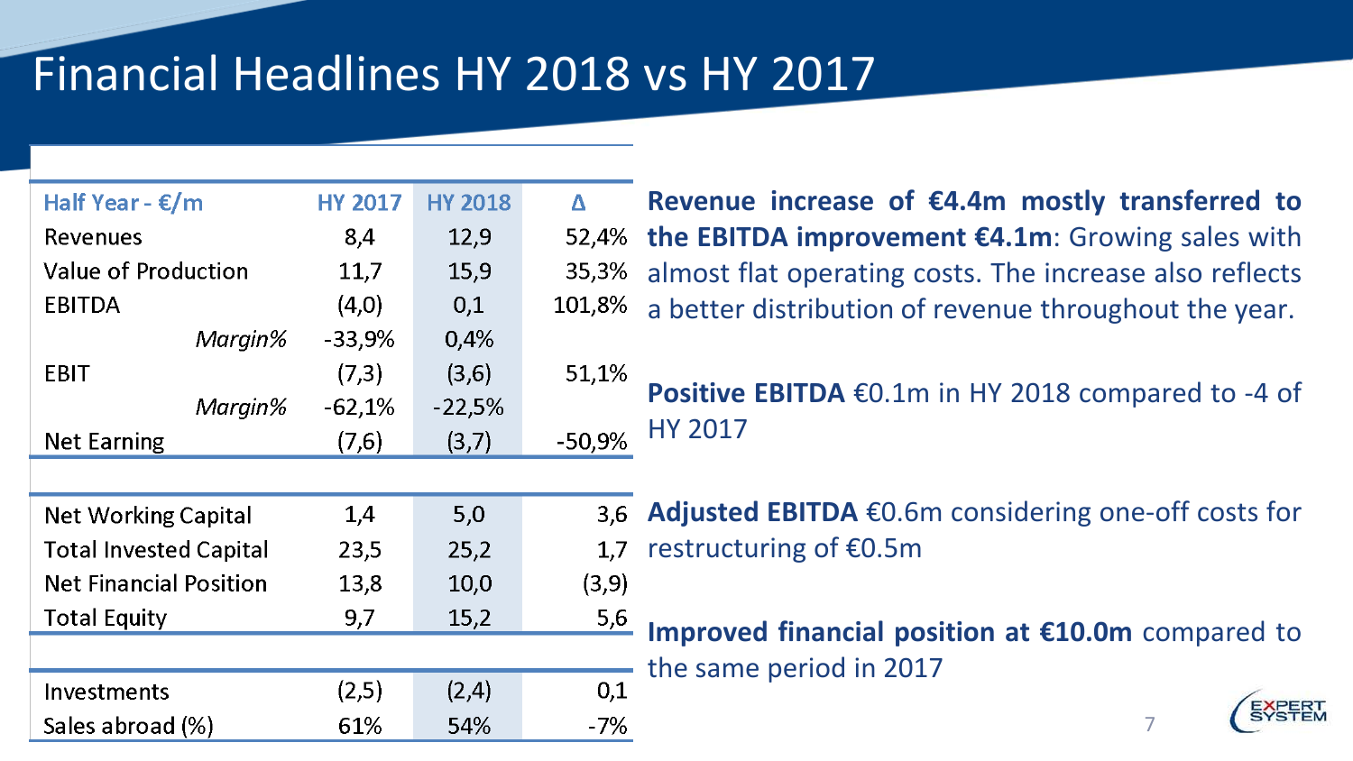# Financial Headlines HY 2018 vs HY 2017

| Half Year - €/m | HY 2017 | HY 2018 | Δ |
|---|---|---|---|
| Revenues | 8,4 | 12,9 | 52,4% |
| Value of Production | 11,7 | 15,9 | 35,3% |
| EBITDA | (4,0) | 0,1 | 101,8% |
| *Margin%* | -33,9% | 0,4% | |
| EBIT | (7,3) | (3,6) | 51,1% |
| *Margin%* | -62,1% | -22,5% | |
| Net Earning | (7,6) | (3,7) | -50,9% |
| | | | |
| Net Working Capital | 1,4 | 5,0 | 3,6 |
| Total Invested Capital | 23,5 | 25,2 | 1,7 |
| Net Financial Position | 13,8 | 10,0 | (3,9) |
| Total Equity | 9,7 | 15,2 | 5,6 |
| | | | |
| Investments | (2,5) | (2,4) | 0,1 |
| Sales abroad (%) | 61% | 54% | -7% |

**Revenue increase of €4.4m mostly transferred to the EBITDA improvement €4.1m**: Growing sales with almost flat operating costs. The increase also reflects a better distribution of revenue throughout the year.

**Positive EBITDA** €0.1m in HY 2018 compared to -4 of HY 2017

**Adjusted EBITDA** €0.6m considering one-off costs for restructuring of €0.5m

**Improved financial position at €10.0m** compared to the same period in 2017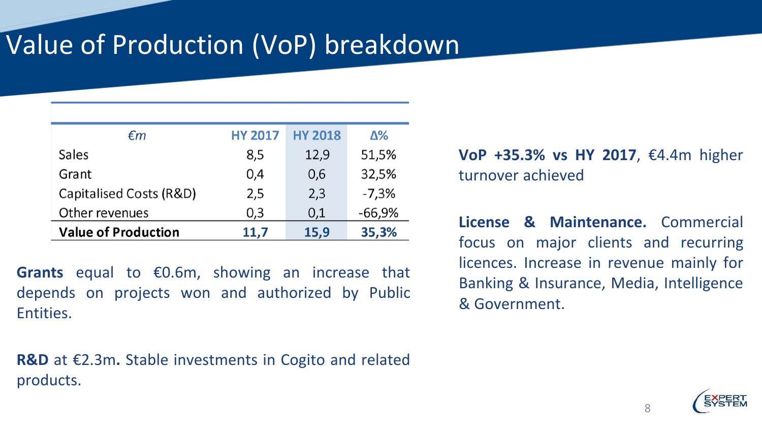# Value of Production (VoP) breakdown

| €m | HY 2017 | HY 2018 | Δ% |
|---|---|---|---|
| Sales | 8,5 | 12,9 | 51,5% |
| Grant | 0,4 | 0,6 | 32,5% |
| Capitalised Costs (R&D) | 2,5 | 2,3 | -7,3% |
| Other revenues | 0,3 | 0,1 | -66,9% |
| **Value of Production** | **11,7** | **15,9** | **35,3%** |

**Grants** equal to €0.6m, showing an increase that depends on projects won and authorized by Public Entities.

**R&D** at €2.3m**.** Stable investments in Cogito and related products.

**VoP +35.3% vs HY 2017**, €4.4m higher turnover achieved

**License & Maintenance.** Commercial focus on major clients and recurring licences. Increase in revenue mainly for Banking & Insurance, Media, Intelligence & Government.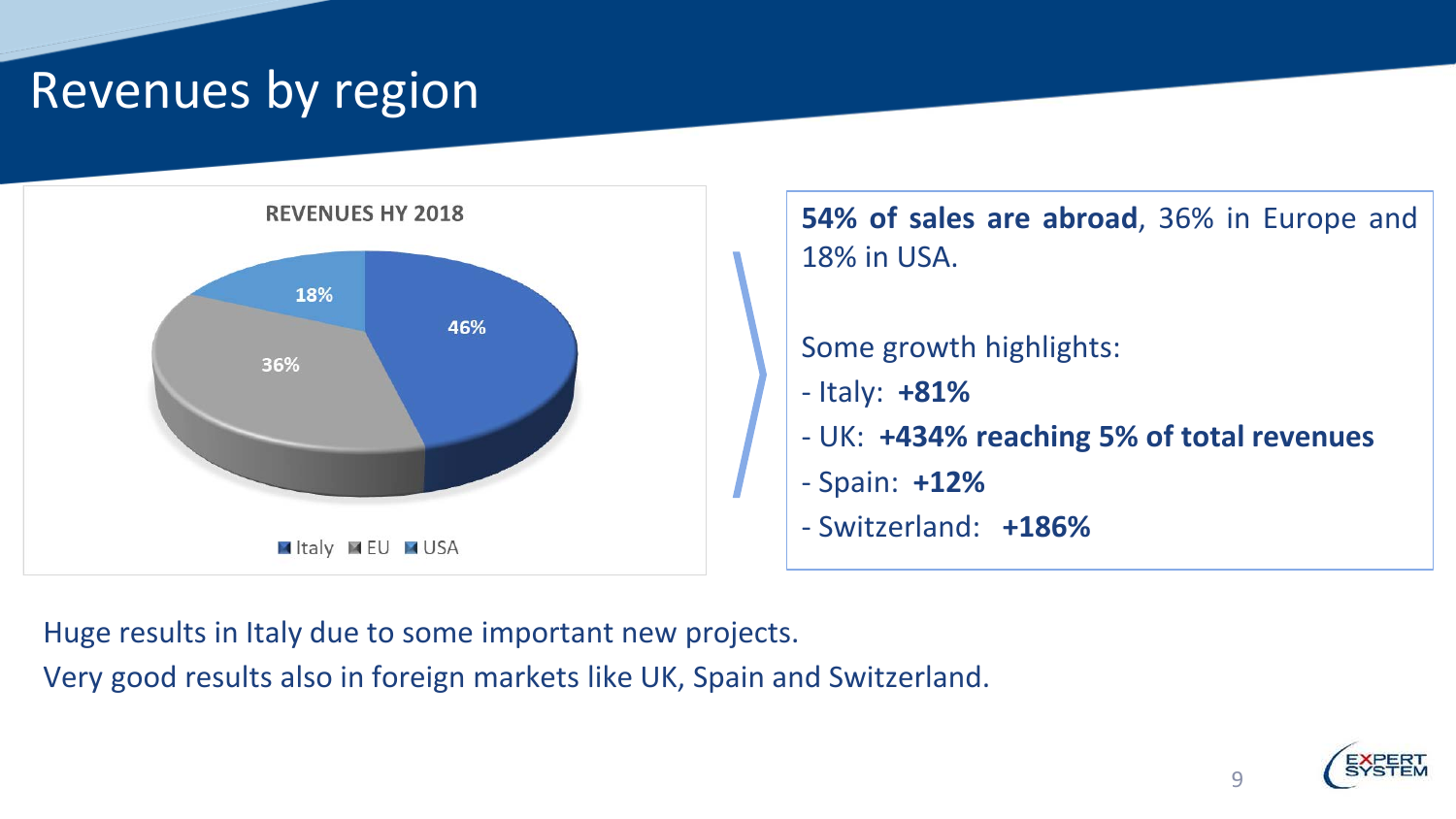# Revenues by region

**REVENUES HY 2018**

| Region | Share |
|---|---|
| Italy | 46% |
| EU | 36% |
| USA | 18% |

**54% of sales are abroad**, 36% in Europe and 18% in USA.

Some growth highlights:

- Italy: **+81%**
- UK: **+434% reaching 5% of total revenues**
- Spain: **+12%**
- Switzerland: **+186%**

Huge results in Italy due to some important new projects.

Very good results also in foreign markets like UK, Spain and Switzerland.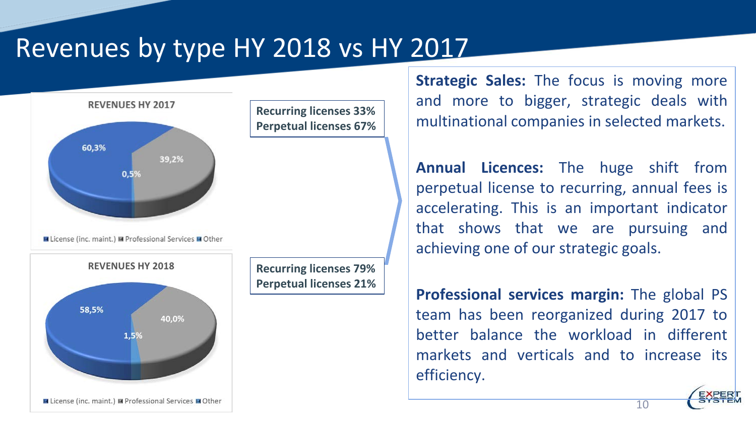# Revenues by type HY 2018 vs HY 2017

**REVENUES HY 2017**

60,3%

39,2%

0,5%

License (inc. maint.) Professional Services Other

**REVENUES HY 2018**

58,5%

40,0%

1,5%

License (inc. maint.) Professional Services Other

**Recurring licenses 33%**
**Perpetual licenses 67%**

**Recurring licenses 79%**
**Perpetual licenses 21%**

**Strategic Sales:** The focus is moving more and more to bigger, strategic deals with multinational companies in selected markets.

**Annual Licences:** The huge shift from perpetual license to recurring, annual fees is accelerating. This is an important indicator that shows that we are pursuing and achieving one of our strategic goals.

**Professional services margin:** The global PS team has been reorganized during 2017 to better balance the workload in different markets and verticals and to increase its efficiency.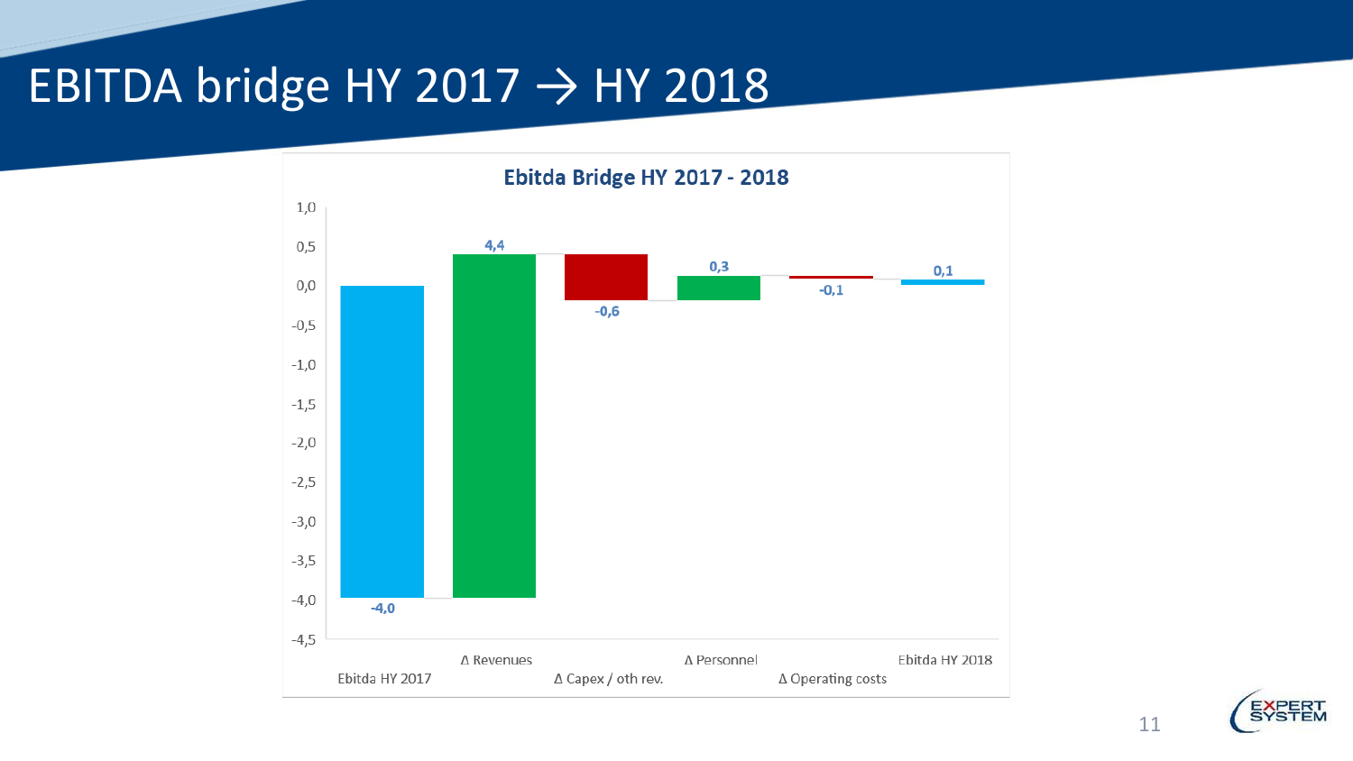# EBITDA bridge HY 2017 → HY 2018

**Ebitda Bridge HY 2017 - 2018**

| | Value |
|---|---|
| Ebitda HY 2017 | -4,0 |
| Δ Revenues | 4,4 |
| Δ Capex / oth rev. | -0,6 |
| Δ Personnel | 0,3 |
| Δ Operating costs | -0,1 |
| Ebitda HY 2018 | 0,1 |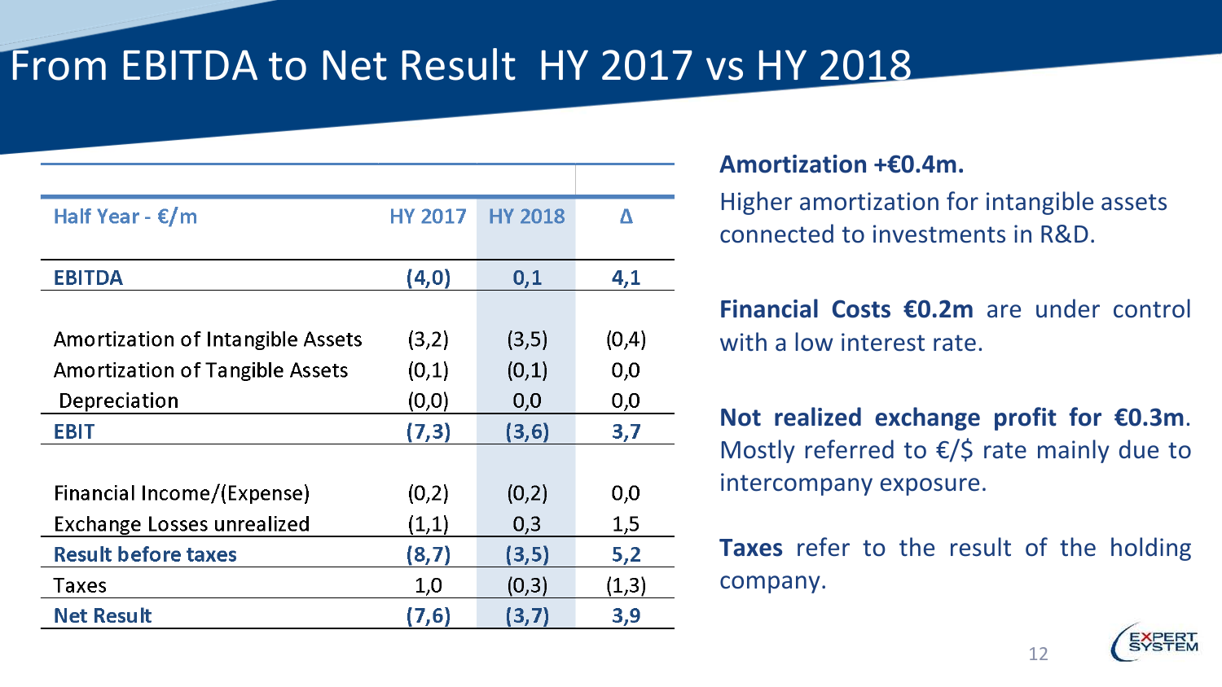# From EBITDA to Net Result HY 2017 vs HY 2018

| Half Year - €/m | HY 2017 | HY 2018 | Δ |
|---|---|---|---|
| **EBITDA** | **(4,0)** | **0,1** | **4,1** |
| Amortization of Intangible Assets | (3,2) | (3,5) | (0,4) |
| Amortization of Tangible Assets | (0,1) | (0,1) | 0,0 |
| Depreciation | (0,0) | 0,0 | 0,0 |
| **EBIT** | **(7,3)** | **(3,6)** | **3,7** |
| Financial Income/(Expense) | (0,2) | (0,2) | 0,0 |
| Exchange Losses unrealized | (1,1) | 0,3 | 1,5 |
| **Result before taxes** | **(8,7)** | **(3,5)** | **5,2** |
| Taxes | 1,0 | (0,3) | (1,3) |
| **Net Result** | **(7,6)** | **(3,7)** | **3,9** |

**Amortization +€0.4m.**

Higher amortization for intangible assets connected to investments in R&D.

**Financial Costs €0.2m** are under control with a low interest rate.

**Not realized exchange profit for €0.3m**. Mostly referred to €/$ rate mainly due to intercompany exposure.

**Taxes** refer to the result of the holding company.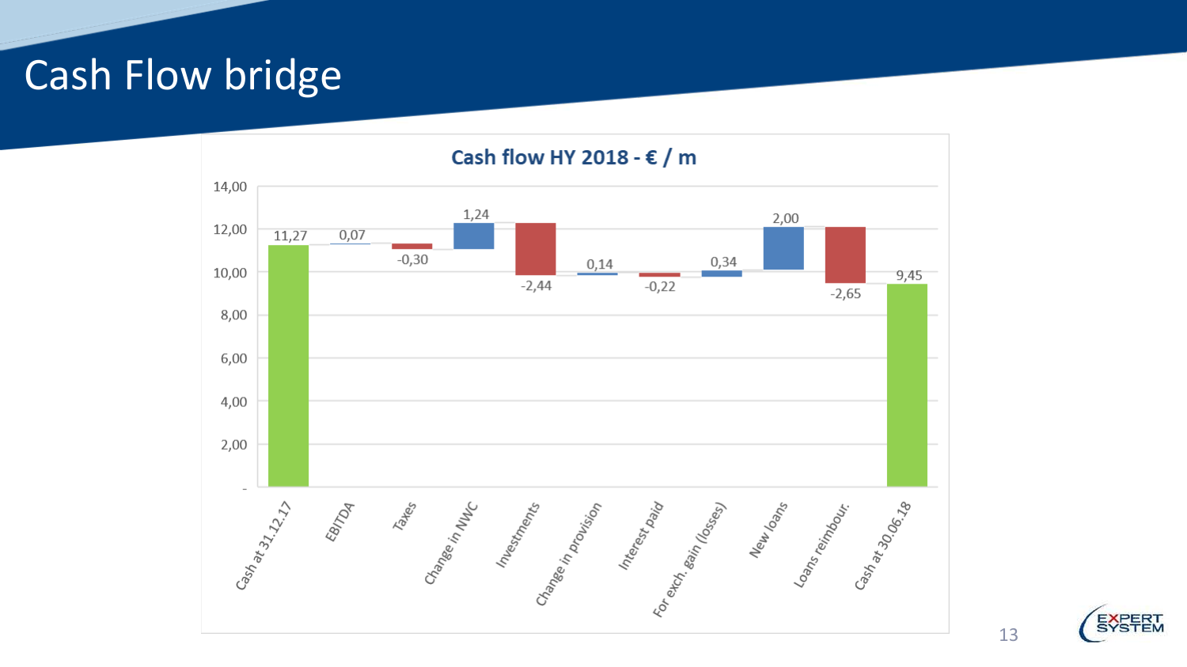# Cash Flow bridge

**Cash flow HY 2018 - € / m**

| Item | Value |
| --- | --- |
| Cash at 31.12.17 | 11,27 |
| EBITDA | 0,07 |
| Taxes | -0,30 |
| Change in NWC | 1,24 |
| Investments | -2,44 |
| Change in provision | 0,14 |
| Interest paid | -0,22 |
| For exch. gain (losses) | 0,34 |
| New loans | 2,00 |
| Loans reimbour. | -2,65 |
| Cash at 30.06.18 | 9,45 |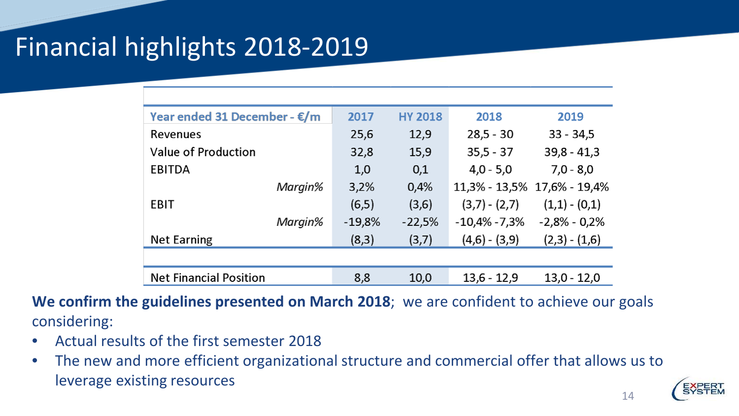# Financial highlights 2018-2019

| Year ended 31 December - €/m | 2017 | HY 2018 | 2018 | 2019 |
|---|---|---|---|---|
| Revenues | 25,6 | 12,9 | 28,5 - 30 | 33 - 34,5 |
| Value of Production | 32,8 | 15,9 | 35,5 - 37 | 39,8 - 41,3 |
| EBITDA | 1,0 | 0,1 | 4,0 - 5,0 | 7,0 - 8,0 |
| *Margin%* | 3,2% | 0,4% | 11,3% - 13,5% | 17,6% - 19,4% |
| EBIT | (6,5) | (3,6) | (3,7) - (2,7) | (1,1) - (0,1) |
| *Margin%* | -19,8% | -22,5% | -10,4% -7,3% | -2,8% - 0,2% |
| Net Earning | (8,3) | (3,7) | (4,6) - (3,9) | (2,3) - (1,6) |
| | | | | |
| Net Financial Position | 8,8 | 10,0 | 13,6 - 12,9 | 13,0 - 12,0 |

**We confirm the guidelines presented on March 2018**; we are confident to achieve our goals considering:

- Actual results of the first semester 2018
- The new and more efficient organizational structure and commercial offer that allows us to leverage existing resources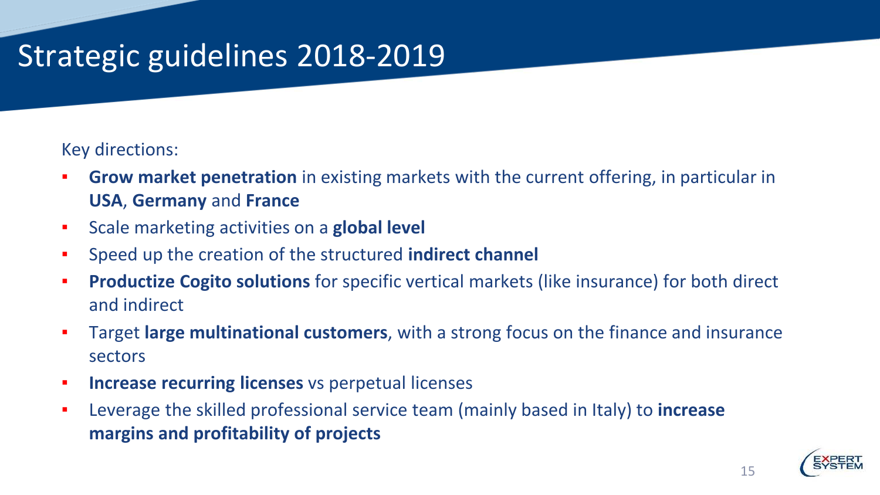# Strategic guidelines 2018-2019

Key directions:

- **Grow market penetration** in existing markets with the current offering, in particular in **USA**, **Germany** and **France**
- Scale marketing activities on a **global level**
- Speed up the creation of the structured **indirect channel**
- **Productize Cogito solutions** for specific vertical markets (like insurance) for both direct and indirect
- Target **large multinational customers**, with a strong focus on the finance and insurance sectors
- **Increase recurring licenses** vs perpetual licenses
- Leverage the skilled professional service team (mainly based in Italy) to **increase margins and profitability of projects**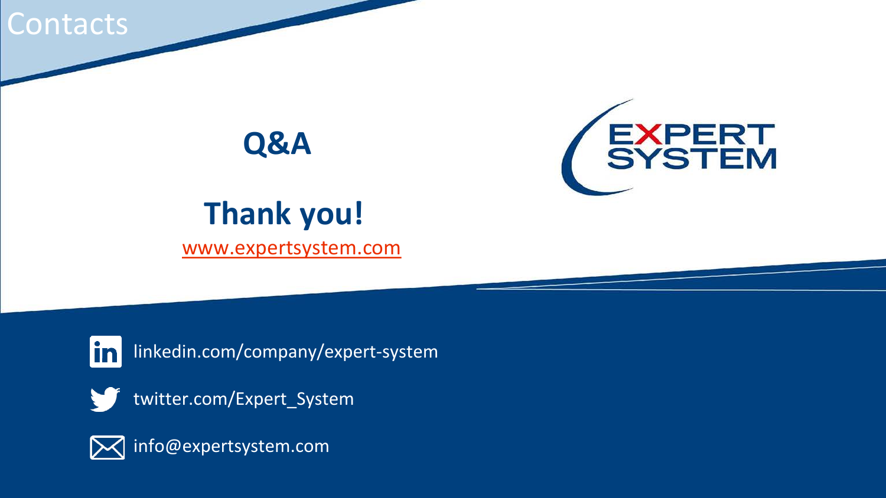# Contacts

**Q&A**

**Thank you!**

www.expertsystem.com

EXPERT SYSTEM

linkedin.com/company/expert-system

twitter.com/Expert_System

info@expertsystem.com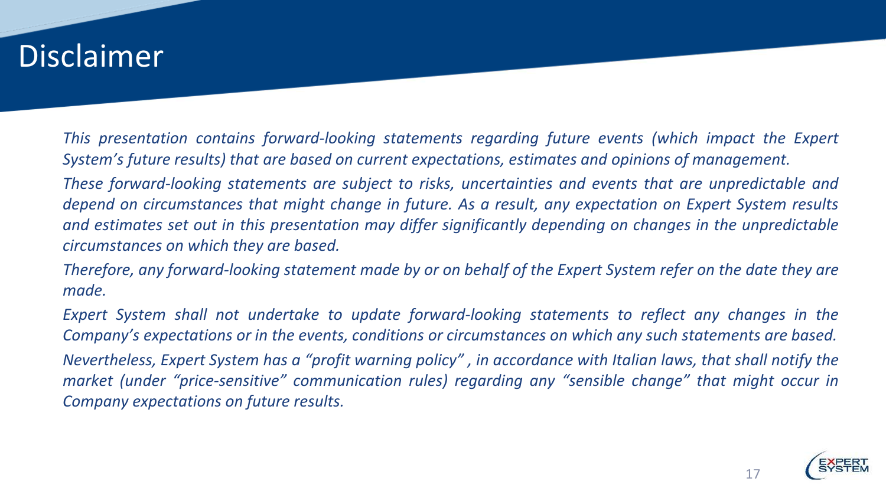# Disclaimer

*This presentation contains forward-looking statements regarding future events (which impact the Expert System's future results) that are based on current expectations, estimates and opinions of management.*

*These forward-looking statements are subject to risks, uncertainties and events that are unpredictable and depend on circumstances that might change in future. As a result, any expectation on Expert System results and estimates set out in this presentation may differ significantly depending on changes in the unpredictable circumstances on which they are based.*

*Therefore, any forward-looking statement made by or on behalf of the Expert System refer on the date they are made.*

*Expert System shall not undertake to update forward-looking statements to reflect any changes in the Company's expectations or in the events, conditions or circumstances on which any such statements are based.*

*Nevertheless, Expert System has a "profit warning policy" , in accordance with Italian laws, that shall notify the market (under "price-sensitive" communication rules) regarding any "sensible change" that might occur in Company expectations on future results.*